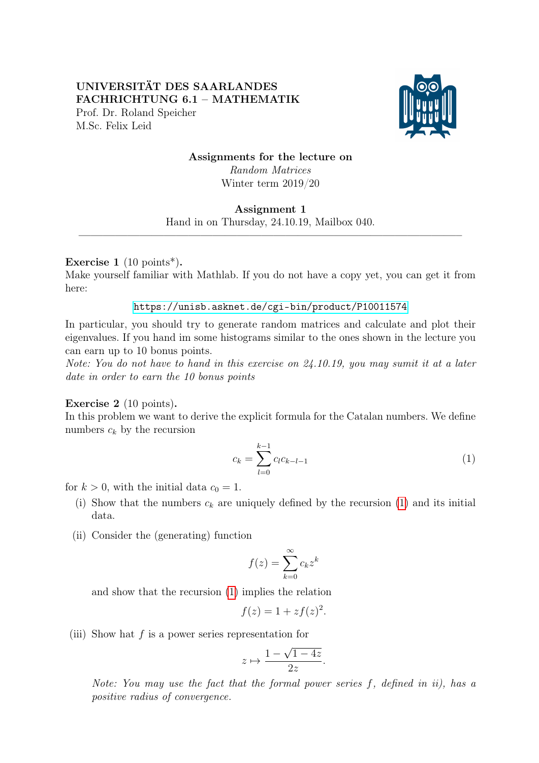UNIVERSITÄT DES SAARLANDES
FACHRICHTUNG 6.1 – MATHEMATIK
Prof. Dr. Roland Speicher
M.Sc. Felix Leid

**Assignments for the lecture on**
*Random Matrices*
Winter term 2019/20

**Assignment 1**
Hand in on Thursday, 24.10.19, Mailbox 040.

---

**Exercise 1** (10 points*)**.**
Make yourself familiar with Mathlab. If you do not have a copy yet, you can get it from here:

https://unisb.asknet.de/cgi-bin/product/P10011574

In particular, you should try to generate random matrices and calculate and plot their eigenvalues. If you hand im some histograms similar to the ones shown in the lecture you can earn up to 10 bonus points.
*Note: You do not have to hand in this exercise on 24.10.19, you may sumit it at a later date in order to earn the 10 bonus points*

**Exercise 2** (10 points)**.**
In this problem we want to derive the explicit formula for the Catalan numbers. We define numbers $c_k$ by the recursion

$$c_k = \sum_{l=0}^{k-1} c_l c_{k-l-1} \tag{1}$$

for $k > 0$, with the initial data $c_0 = 1$.

(i) Show that the numbers $c_k$ are uniquely defined by the recursion (1) and its initial data.

(ii) Consider the (generating) function

$$f(z) = \sum_{k=0}^{\infty} c_k z^k$$

and show that the recursion (1) implies the relation

$$f(z) = 1 + zf(z)^2.$$

(iii) Show hat $f$ is a power series representation for

$$z \mapsto \frac{1 - \sqrt{1-4z}}{2z}.$$

*Note: You may use the fact that the formal power series $f$, defined in ii), has a positive radius of convergence.*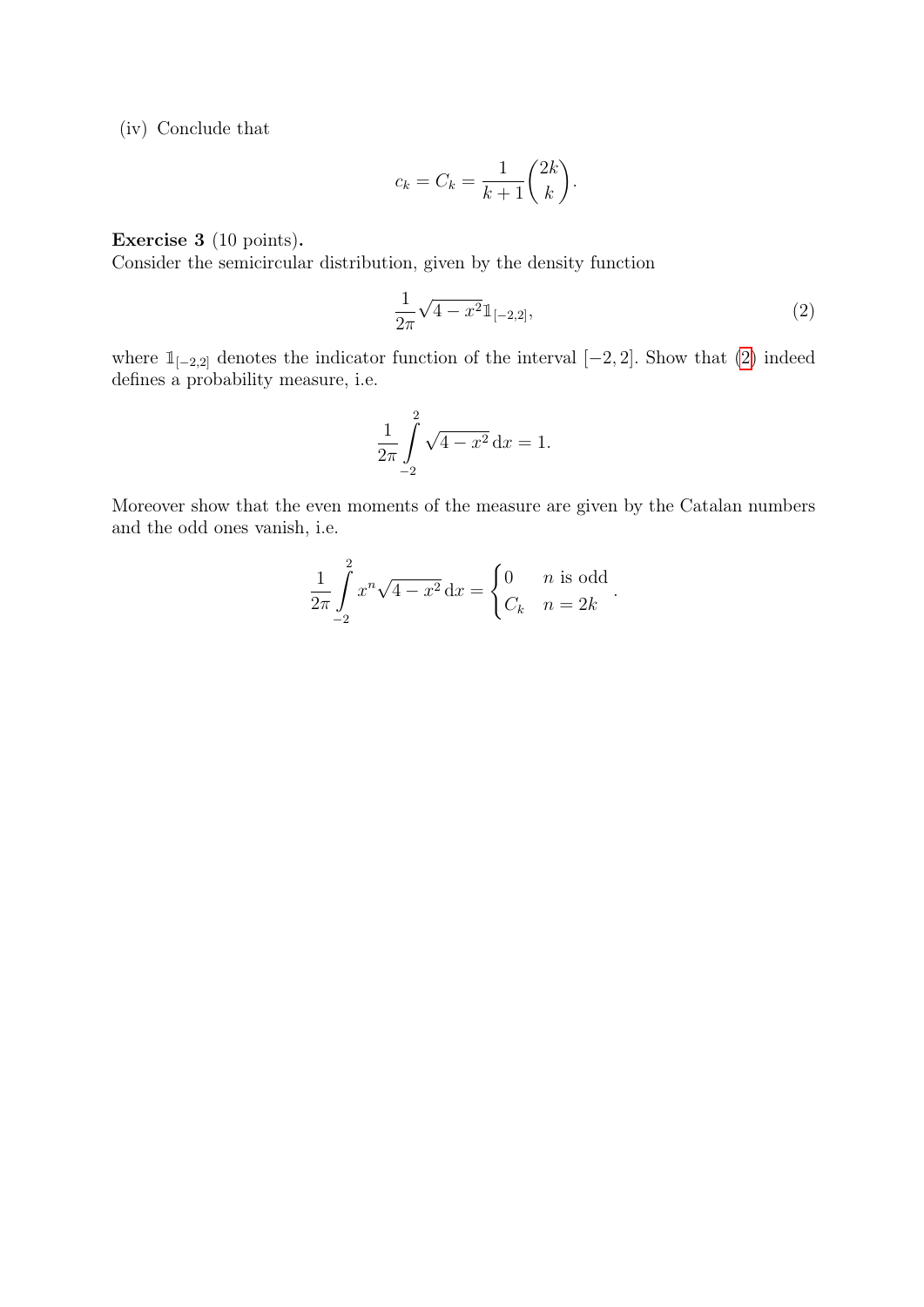(iv) Conclude that

$$c_k = C_k = \frac{1}{k+1}\binom{2k}{k}.$$

**Exercise 3** (10 points)**.**
Consider the semicircular distribution, given by the density function

$$\frac{1}{2\pi}\sqrt{4-x^2}\mathbb{1}_{[-2,2]}, \tag{2}$$

where $\mathbb{1}_{[-2,2]}$ denotes the indicator function of the interval $[-2,2]$. Show that (2) indeed defines a probability measure, i.e.

$$\frac{1}{2\pi}\int_{-2}^{2}\sqrt{4-x^2}\,\mathrm{d}x = 1.$$

Moreover show that the even moments of the measure are given by the Catalan numbers and the odd ones vanish, i.e.

$$\frac{1}{2\pi}\int_{-2}^{2} x^n\sqrt{4-x^2}\,\mathrm{d}x = \begin{cases} 0 & n \text{ is odd} \\ C_k & n = 2k \end{cases}.$$